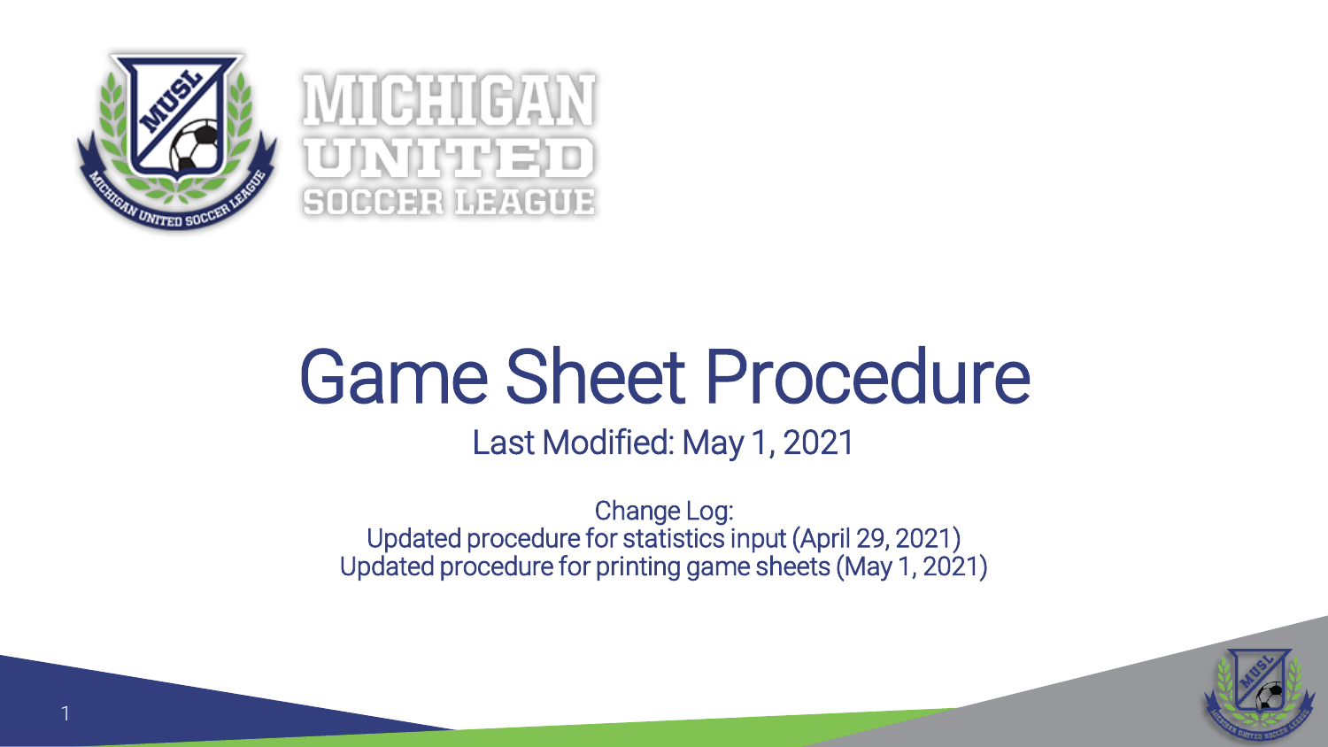MICHIGAN UNITED SOCCER LEAGUE

# Game Sheet Procedure

Last Modified: May 1, 2021

Change Log:
Updated procedure for statistics input (April 29, 2021)
Updated procedure for printing game sheets (May 1, 2021)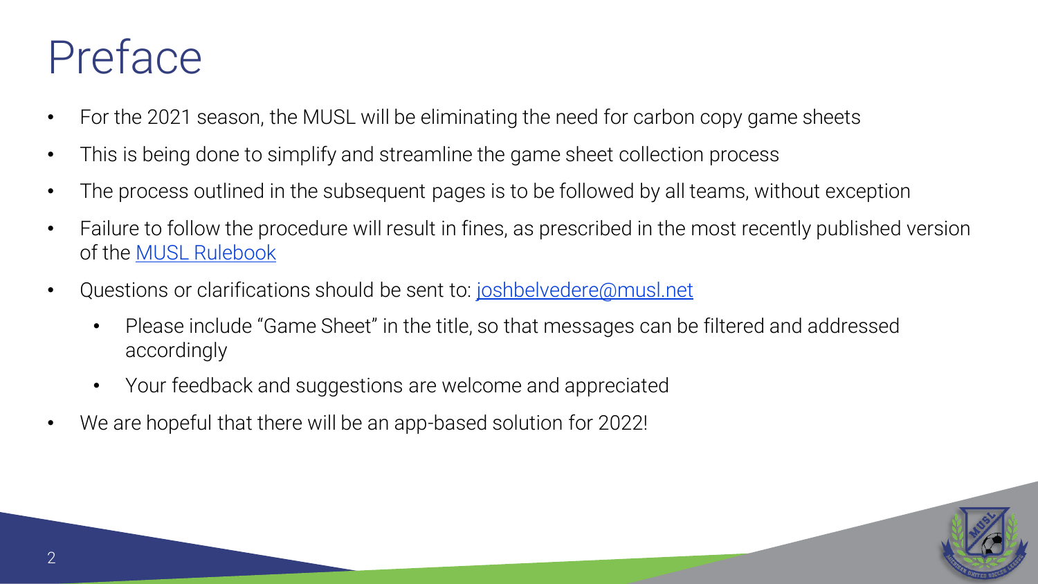# Preface

- For the 2021 season, the MUSL will be eliminating the need for carbon copy game sheets
- This is being done to simplify and streamline the game sheet collection process
- The process outlined in the subsequent pages is to be followed by all teams, without exception
- Failure to follow the procedure will result in fines, as prescribed in the most recently published version of the MUSL Rulebook
- Questions or clarifications should be sent to: joshbelvedere@musl.net
  - Please include "Game Sheet" in the title, so that messages can be filtered and addressed accordingly
  - Your feedback and suggestions are welcome and appreciated
- We are hopeful that there will be an app-based solution for 2022!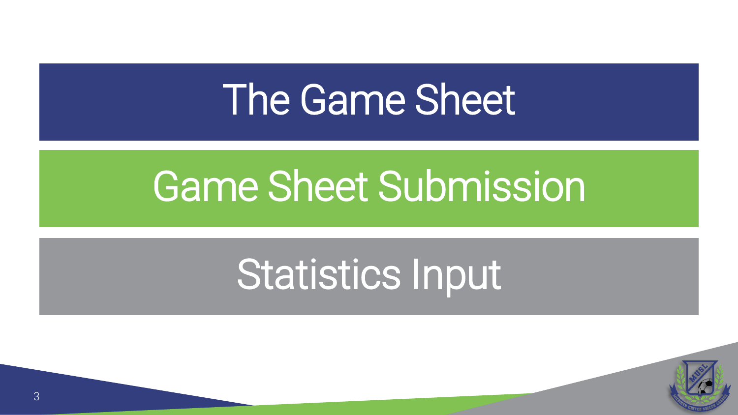# The Game Sheet

# Game Sheet Submission

# Statistics Input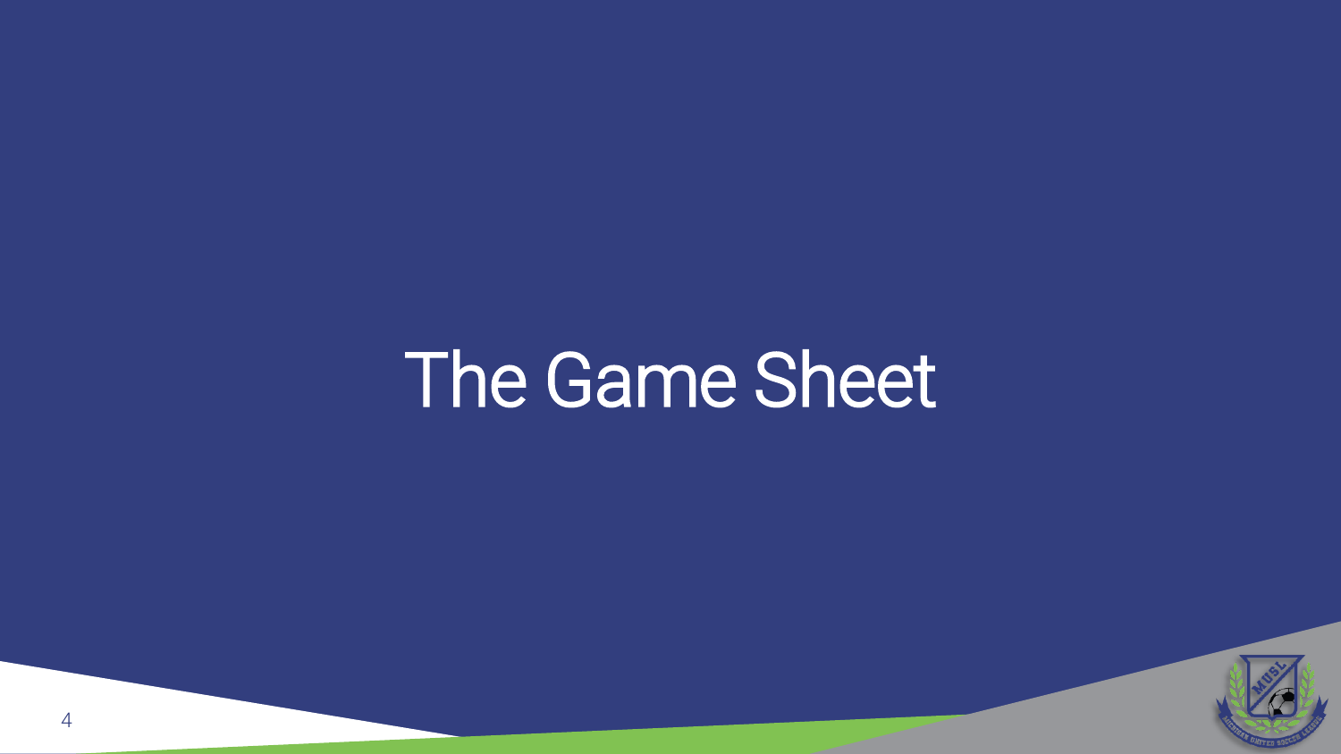# The Game Sheet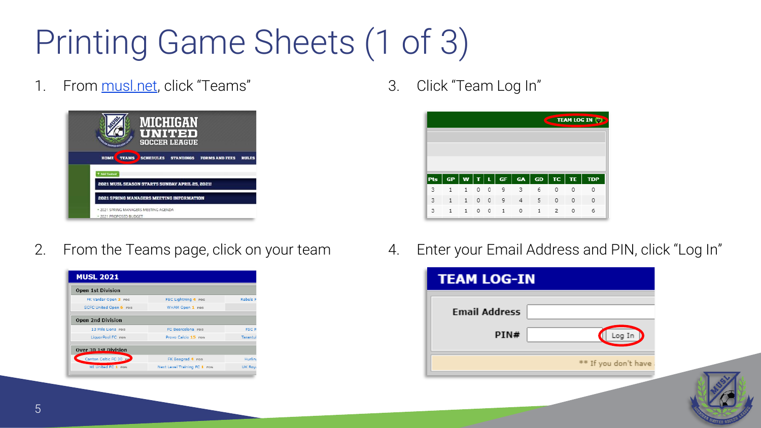# Printing Game Sheets (1 of 3)

1. From musl.net, click “Teams”

2. From the Teams page, click on your team

3. Click “Team Log In”

4. Enter your Email Address and PIN, click “Log In”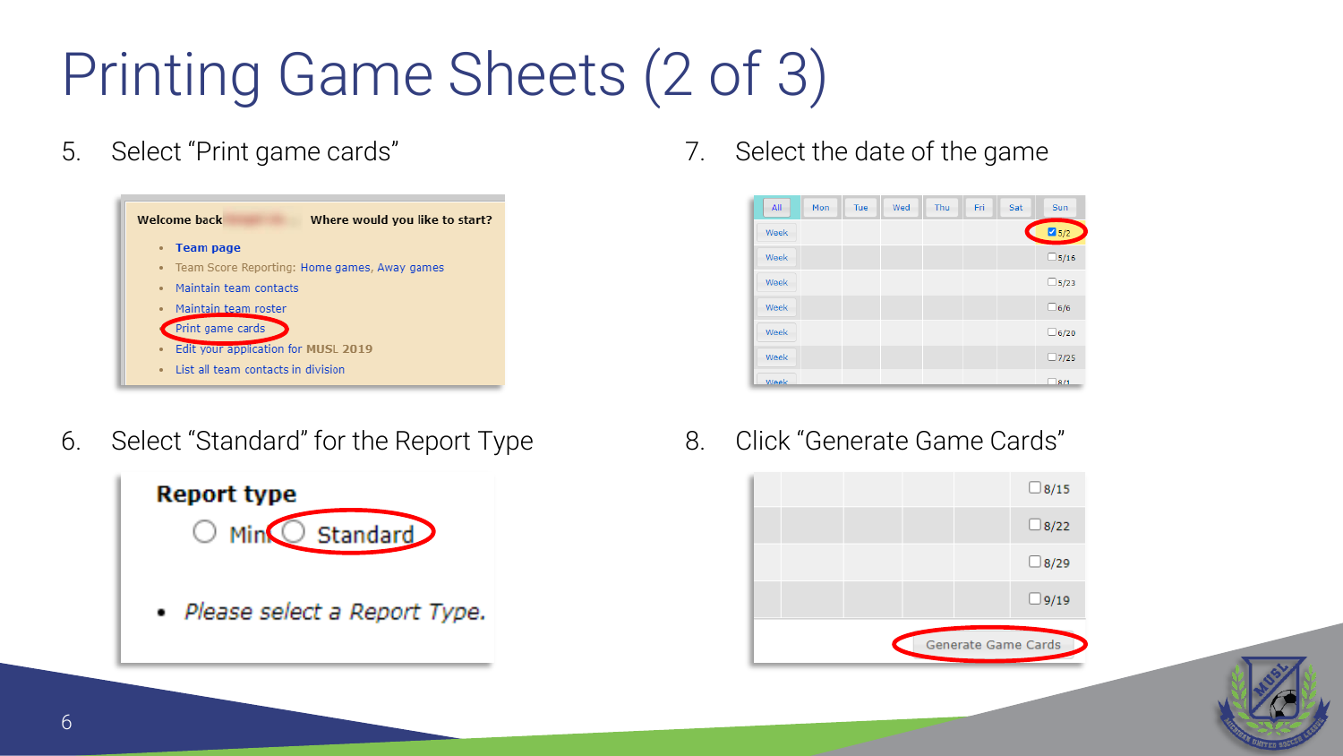# Printing Game Sheets (2 of 3)

5. Select “Print game cards”

Welcome back Where would you like to start?

- Team page
- Team Score Reporting: Home games, Away games
- Maintain team contacts
- Maintain team roster
- Print game cards
- Edit your application for MUSL 2019
- List all team contacts in division

6. Select “Standard” for the Report Type

**Report type**

○ Mini ○ Standard

- *Please select a Report Type.*

7. Select the date of the game

| All | Mon | Tue | Wed | Thu | Fri | Sat | Sun |
|---|---|---|---|---|---|---|---|
| Week | | | | | | | ☑ 5/2 |
| Week | | | | | | | ☐ 5/16 |
| Week | | | | | | | ☐ 5/23 |
| Week | | | | | | | ☐ 6/6 |
| Week | | | | | | | ☐ 6/20 |
| Week | | | | | | | ☐ 7/25 |
| Week | | | | | | | ☐ 8/1 |

8. Click “Generate Game Cards”

☐ 8/15

☐ 8/22

☐ 8/29

☐ 9/19

Generate Game Cards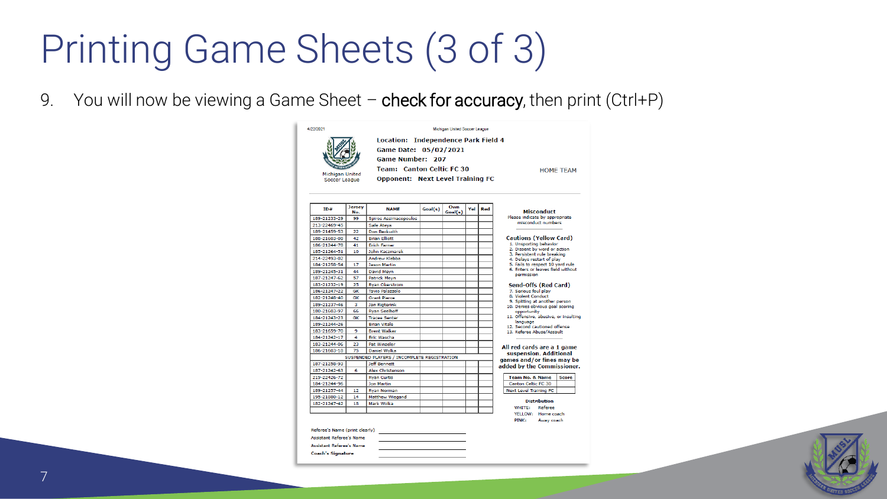# Printing Game Sheets (3 of 3)

9. You will now be viewing a Game Sheet – **check for accuracy**, then print (Ctrl+P)

4/22/2021 Michigan United Soccer League

Michigan United Soccer League

Location: Independence Park Field 4
Game Date: 05/02/2021
Game Number: 207
Team: Canton Celtic FC 30
Opponent: Next Level Training FC

HOME TEAM

| ID# | Jersey No. | NAME | Goal(s) | Own Goal(s) | Yel | Red |
|---|---|---|---|---|---|---|
| 189-21233-29 | 99 | Spiros Assimacopoulos | | | | |
| 213-22469-45 | | Safe Ateya | | | | |
| 189-21459-53 | 22 | Don Beckwith | | | | |
| 188-21603-08 | 42 | Brian Elliott | | | | |
| 186-21244-78 | 41 | Erich Farner | | | | |
| 185-21264-51 | 10 | John Kaczmarek | | | | |
| 214-22493-02 | | Andrew Klebba | | | | |
| 184-21258-54 | 17 | Jason Martin | | | | |
| 189-21245-31 | 44 | David Meyn | | | | |
| 187-21247-62 | 57 | Patrick Meyn | | | | |
| 183-21232-19 | 25 | Ryan Okerstrom | | | | |
| 186-21247-22 | GK | Tavio Palazzolo | | | | |
| 182-21248-40 | GK | Grant Pierce | | | | |
| 189-21237-46 | 3 | Jan Rigterink | | | | |
| 180-21603-97 | 66 | Ryan Seelhoff | | | | |
| 184-21243-23 | GK | Tracee Senter | | | | |
| 189-21244-26 | | Brian Vitale | | | | |
| 183-21659-70 | 9 | Brent Walker | | | | |
| 184-21242-17 | 4 | Eric Wascha | | | | |
| 183-21244-06 | 23 | Pat Winzeler | | | | |
| 186-21603-18 | 75 | Daniel Wolke | | | | |
| SUSPENDED PLAYERS / INCOMPLETE REGISTRATION | | | | | | |
| 187-21258-93 | | Jeff Bennett | | | | |
| 187-21242-63 | 6 | Alex Christenson | | | | |
| 219-22426-72 | | Ryan Curtis | | | | |
| 184-21244-96 | | Jon Martin | | | | |
| 189-21257-44 | 12 | Ryan Norman | | | | |
| 195-21880-12 | 14 | Matthew Wiegand | | | | |
| 182-21247-42 | 18 | Mark Wolka | | | | |

**Misconduct**
Please indicate by appropriate misconduct numbers

**Cautions (Yellow Card)**
1. Unsporting behavior
2. Dissent by word or action
3. Persistent rule breaking
4. Delays restart of play
5. Fails to respect 10 yard rule
6. Enters or leaves field without permission

**Send-Offs (Red Card)**
7. Serious foul play
8. Violent Conduct
9. Spitting at another person
10. Denies obvious goal scoring opportunity
11. Offensive, abusive, or insulting language
12. Second cautioned offense
13. Referee Abuse/Assault

**All red cards are a 1 game suspension. Additional games and/or fines may be added by the Commissioner.**

| Team No. & Name | Score |
|---|---|
| Canton Celtic FC 30 | |
| Next Level Training FC | |

**Distribution**
WHITE: Referee
YELLOW: Home coach
PINK: Away coach

Referee's Name (print clearly) ______________
Assistant Referee's Name ______________
Assistant Referee's Name ______________
Coach's Signature ______________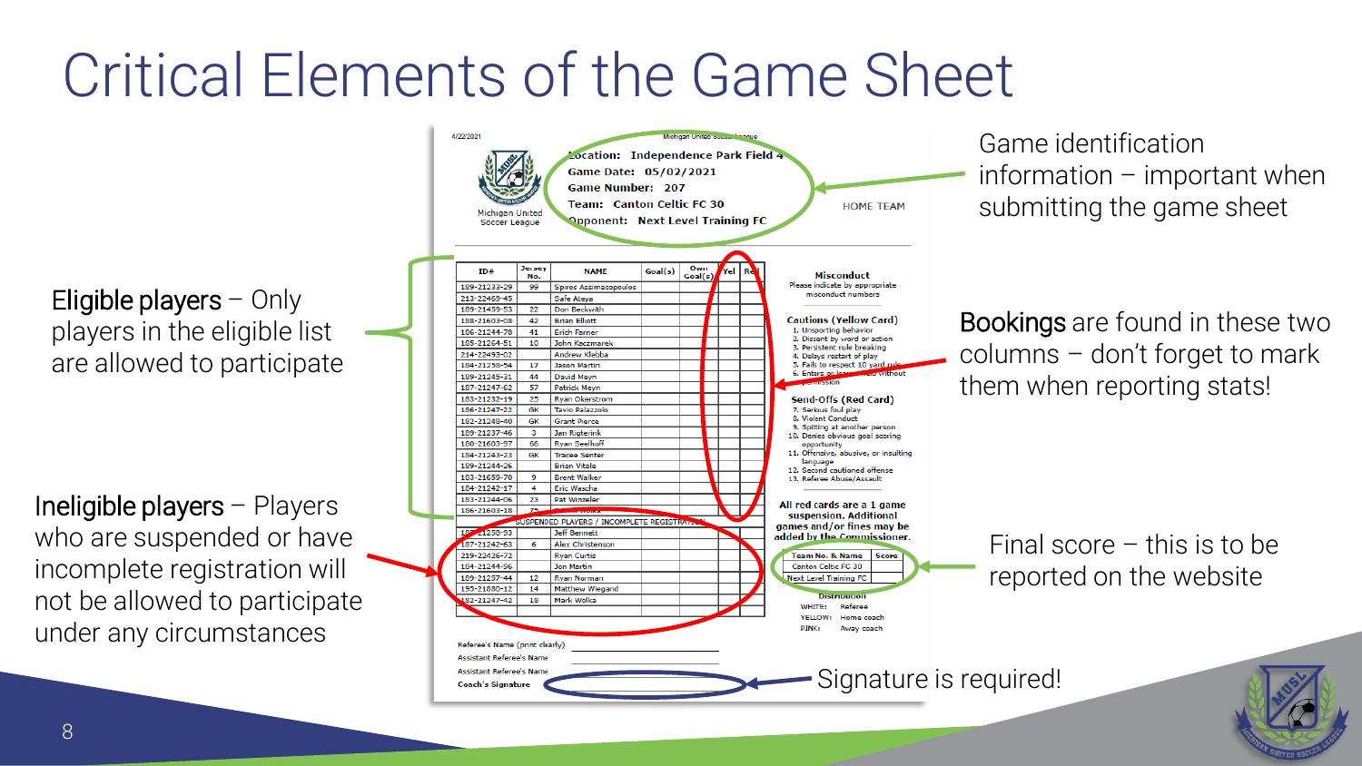# Critical Elements of the Game Sheet

4/22/2021 — Michigan United Soccer League

Michigan United Soccer League

**Location:** Independence Park Field 4
**Game Date:** 05/02/2021
**Game Number:** 207
**Team:** Canton Celtic FC 30
**Opponent:** Next Level Training FC

HOME TEAM

Game identification information – important when submitting the game sheet

**Eligible players** – Only players in the eligible list are allowed to participate

| ID# | Jersey No. | NAME | Goal(s) | Own Goal(s) | Yel | Red |
|---|---|---|---|---|---|---|
| 189-21233-29 | 99 | Spiros Assimacopoulos | | | | |
| 213-22469-45 | | Safe Ateya | | | | |
| 189-21459-53 | 22 | Don Beckwith | | | | |
| 188-21603-08 | 42 | Brian Elliott | | | | |
| 186-21244-78 | 41 | Erich Farner | | | | |
| 185-21264-51 | 10 | John Kaczmarek | | | | |
| 214-22493-02 | | Andrew Klebba | | | | |
| 184-21258-54 | 17 | Jason Martin | | | | |
| 189-21245-31 | 44 | David Meyn | | | | |
| 187-21247-62 | 57 | Patrick Meyn | | | | |
| 183-21232-19 | 25 | Ryan Okerstrom | | | | |
| 186-21247-22 | GK | Tavio Palazzolo | | | | |
| 182-21248-40 | GK | Grant Pierce | | | | |
| 189-21237-46 | 3 | Jan Rigterink | | | | |
| 189-21603-97 | 66 | Ryan Seelhoff | | | | |
| 184-21243-23 | GK | Tracee Senter | | | | |
| 189-21244-26 | | Brian Vitale | | | | |
| 183-21659-70 | 9 | Brent Walker | | | | |
| 184-21242-17 | 4 | Eric Wasche | | | | |
| 183-21244-06 | 23 | Pat Winzeler | | | | |
| 186-21603-18 | 7? | ... | | | | |
| SUSPENDED PLAYERS / INCOMPLETE REGISTRATION | | | | | | |
| 18?-21?58-53 | | Jeff Bennett | | | | |
| 187-21242-63 | 6 | Alex Christenson | | | | |
| 219-22426-72 | | Ryan Curtis | | | | |
| 184-21244-96 | | Jon Martin | | | | |
| 189-21257-44 | 12 | Ryan Norman | | | | |
| 195-21880-12 | 14 | Matthew Wiegand | | | | |
| 182-21247-42 | 18 | Mark Wolka | | | | |

**Ineligible players** – Players who are suspended or have incomplete registration will not be allowed to participate under any circumstances

**Misconduct**
Please indicate by appropriate misconduct numbers

**Cautions (Yellow Card)**
1. Unsporting behavior
2. Dissent by word or action
3. Persistent rule breaking
4. Delays restart of play
5. Fails to respect 10 yard rule
6. Enters or leaves field without permission

**Send-Offs (Red Card)**
7. Serious foul play
8. Violent Conduct
9. Spitting at another person
10. Denies obvious goal scoring opportunity
11. Offensive, abusive, or insulting language
12. Second cautioned offense
13. Referee Abuse/Assault

**All red cards are a 1 game suspension. Additional games and/or fines may be added by the Commissioner.**

**Bookings** are found in these two columns – don't forget to mark them when reporting stats!

| Team No. & Name | Score |
|---|---|
| Canton Celtic FC 30 | |
| Next Level Training FC | |

Final score – this is to be reported on the website

**Distribution**
WHITE: Referee
YELLOW: Home coach
PINK: Away coach

Referee's Name (print clearly)
Assistant Referee's Name
Assistant Referee's Name
Coach's Signature

Signature is required!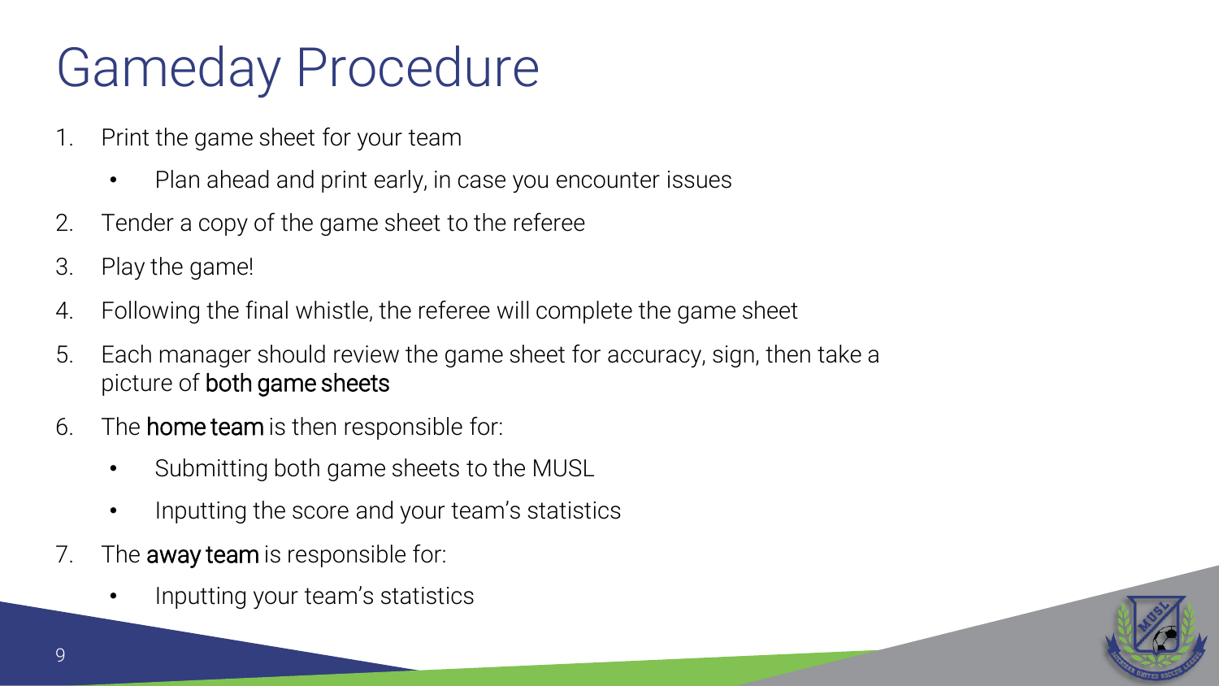# Gameday Procedure

1. Print the game sheet for your team
   - Plan ahead and print early, in case you encounter issues
2. Tender a copy of the game sheet to the referee
3. Play the game!
4. Following the final whistle, the referee will complete the game sheet
5. Each manager should review the game sheet for accuracy, sign, then take a picture of **both game sheets**
6. The **home team** is then responsible for:
   - Submitting both game sheets to the MUSL
   - Inputting the score and your team's statistics
7. The **away team** is responsible for:
   - Inputting your team's statistics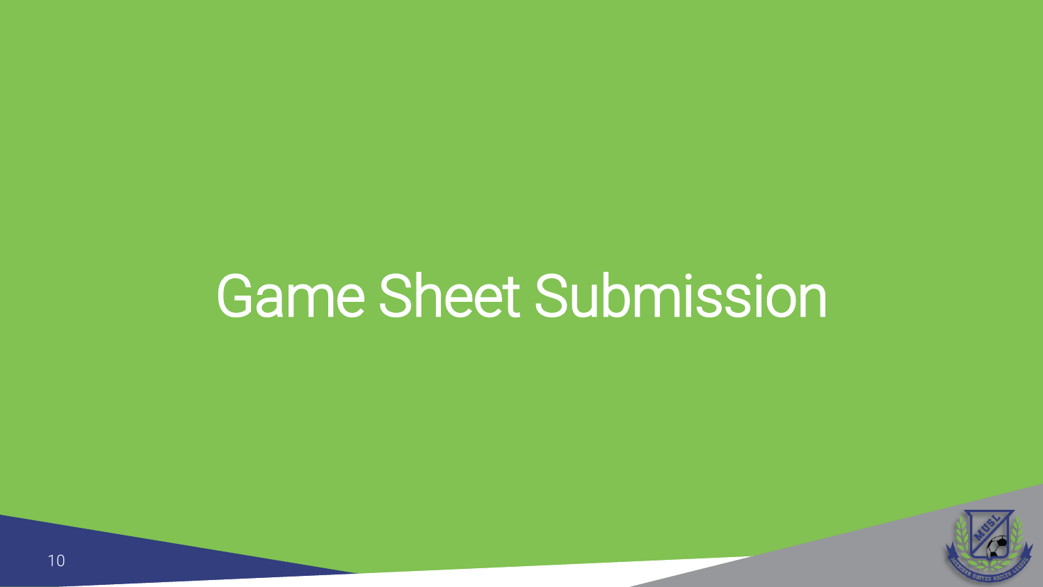# Game Sheet Submission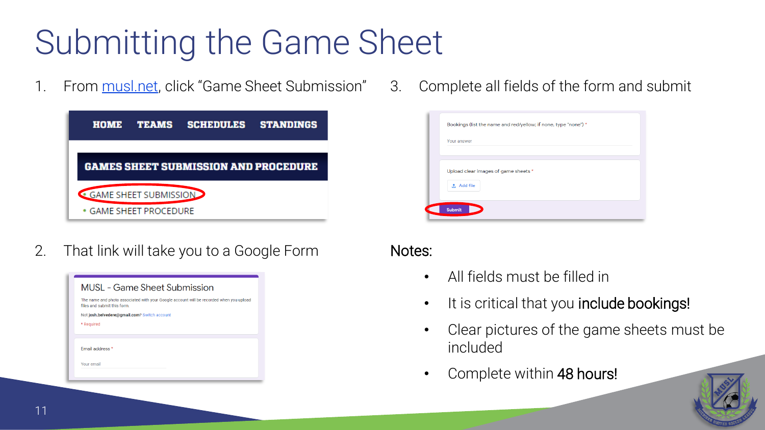# Submitting the Game Sheet

1. From musl.net, click "Game Sheet Submission"

2. That link will take you to a Google Form

3. Complete all fields of the form and submit

**Notes:**

- All fields must be filled in
- It is critical that you **include bookings!**
- Clear pictures of the game sheets must be included
- Complete within **48 hours!**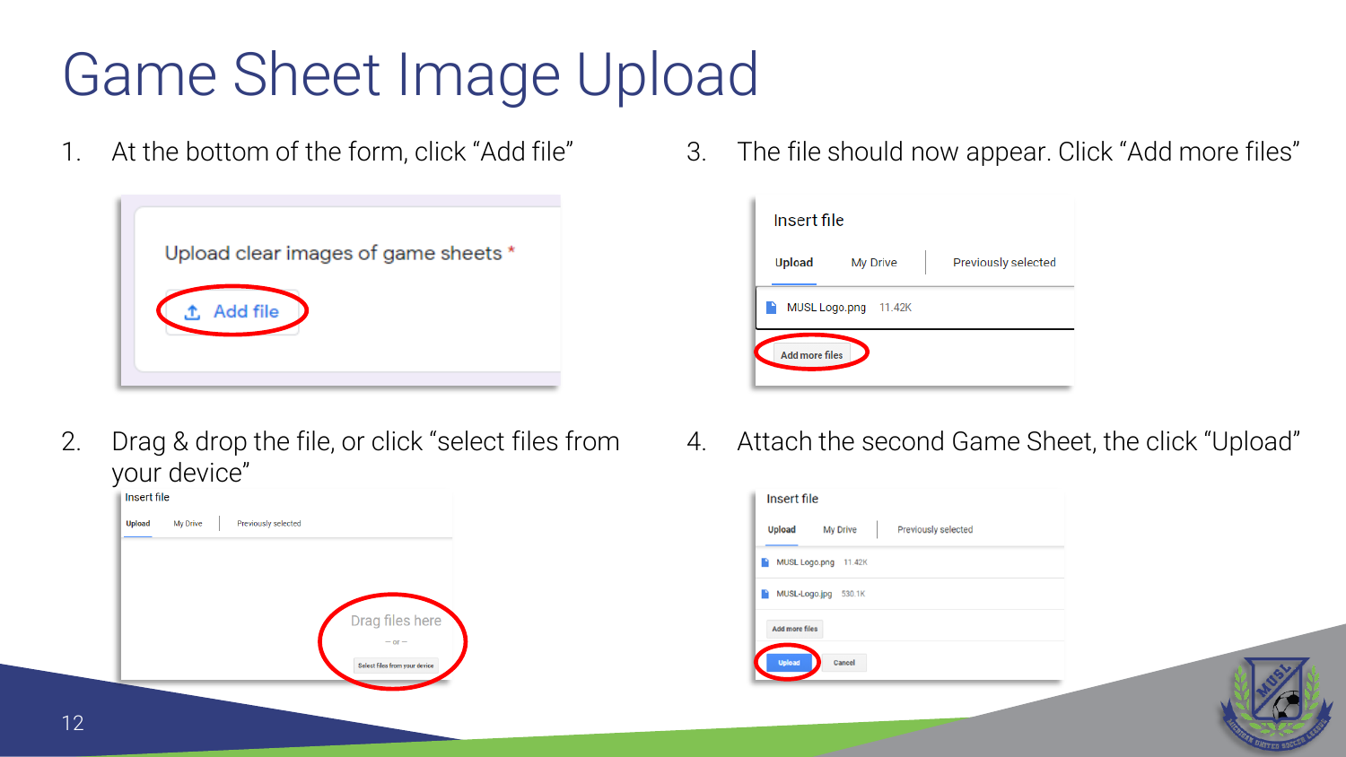# Game Sheet Image Upload

1. At the bottom of the form, click “Add file”

2. Drag & drop the file, or click “select files from your device”

3. The file should now appear. Click “Add more files”

4. Attach the second Game Sheet, the click “Upload”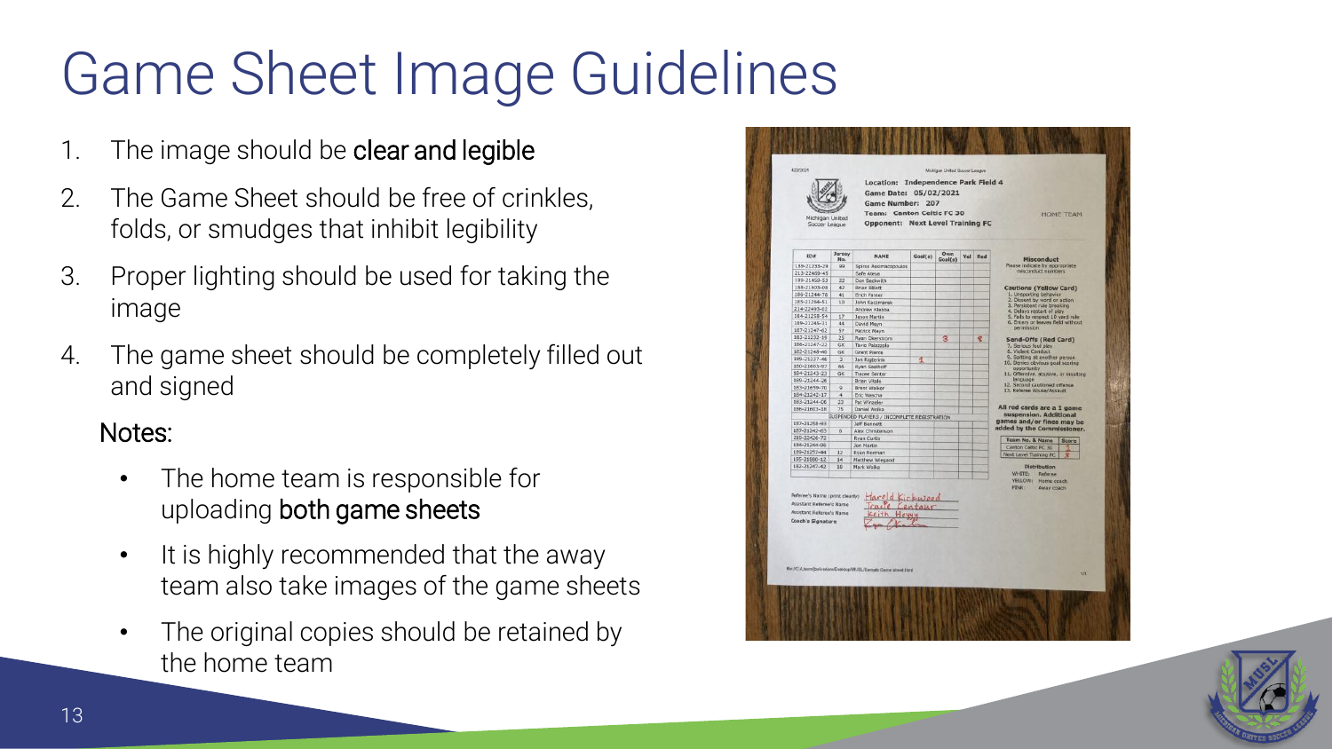# Game Sheet Image Guidelines

1. The image should be clear and legible
2. The Game Sheet should be free of crinkles, folds, or smudges that inhibit legibility
3. Proper lighting should be used for taking the image
4. The game sheet should be completely filled out and signed

Notes:

- The home team is responsible for uploading both game sheets
- It is highly recommended that the away team also take images of the game sheets
- The original copies should be retained by the home team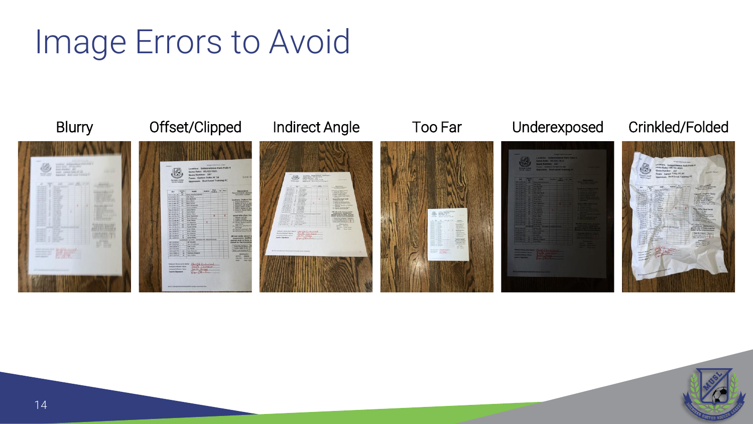# Image Errors to Avoid

Blurry

Offset/Clipped

Indirect Angle

Too Far

Underexposed

Crinkled/Folded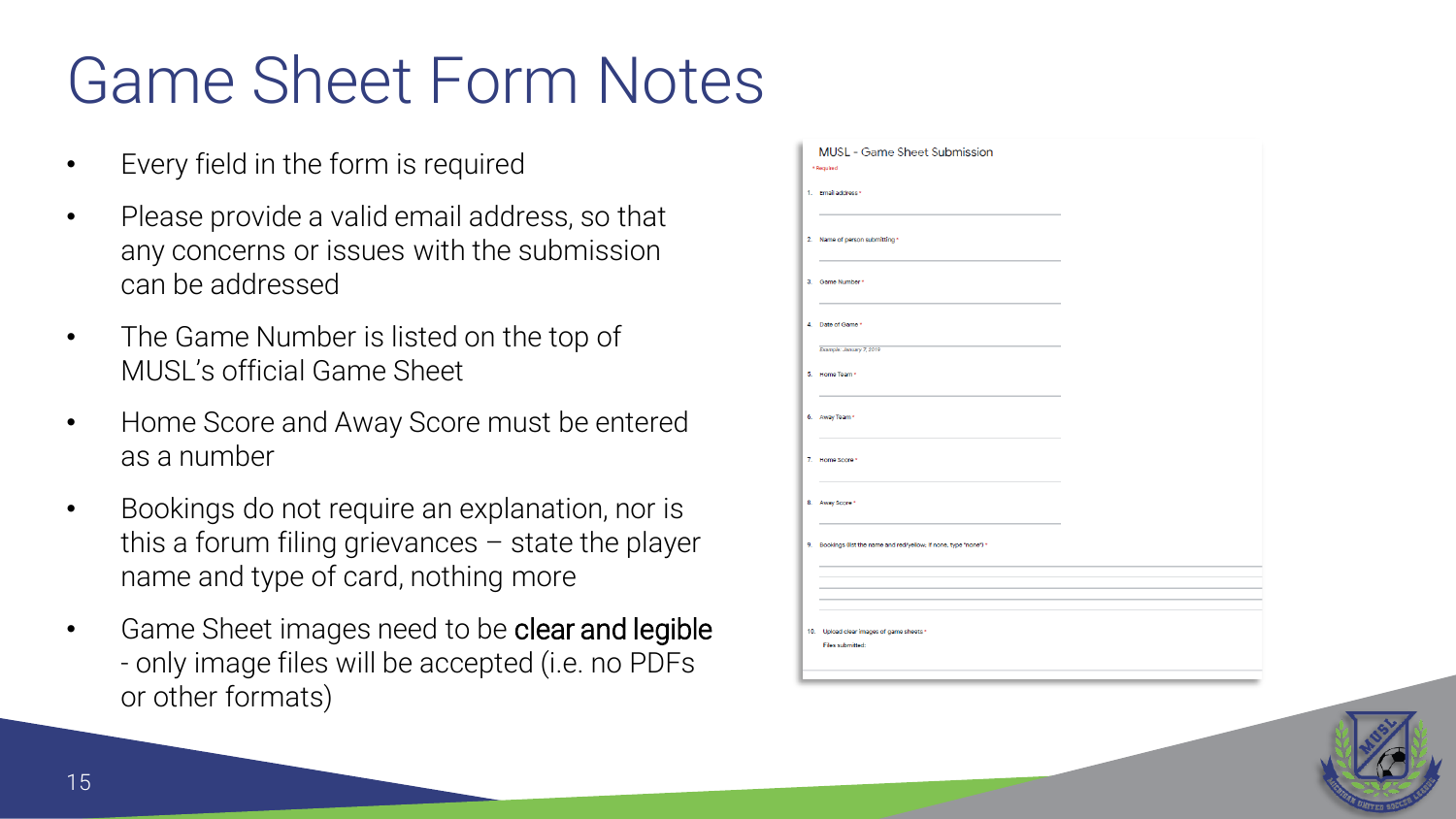# Game Sheet Form Notes

- Every field in the form is required
- Please provide a valid email address, so that any concerns or issues with the submission can be addressed
- The Game Number is listed on the top of MUSL's official Game Sheet
- Home Score and Away Score must be entered as a number
- Bookings do not require an explanation, nor is this a forum filing grievances – state the player name and type of card, nothing more
- Game Sheet images need to be clear and legible - only image files will be accepted (i.e. no PDFs or other formats)

MUSL - Game Sheet Submission

\* Required

1. Email address \*
2. Name of person submitting \*
3. Game Number \*
4. Date of Game \*
   Example: January 7, 2019
5. Home Team \*
6. Away Team \*
7. Home Score \*
8. Away Score \*
9. Bookings (list the name and red/yellow. If none, type "none") \*
10. Upload clear images of game sheets \*
    Files submitted: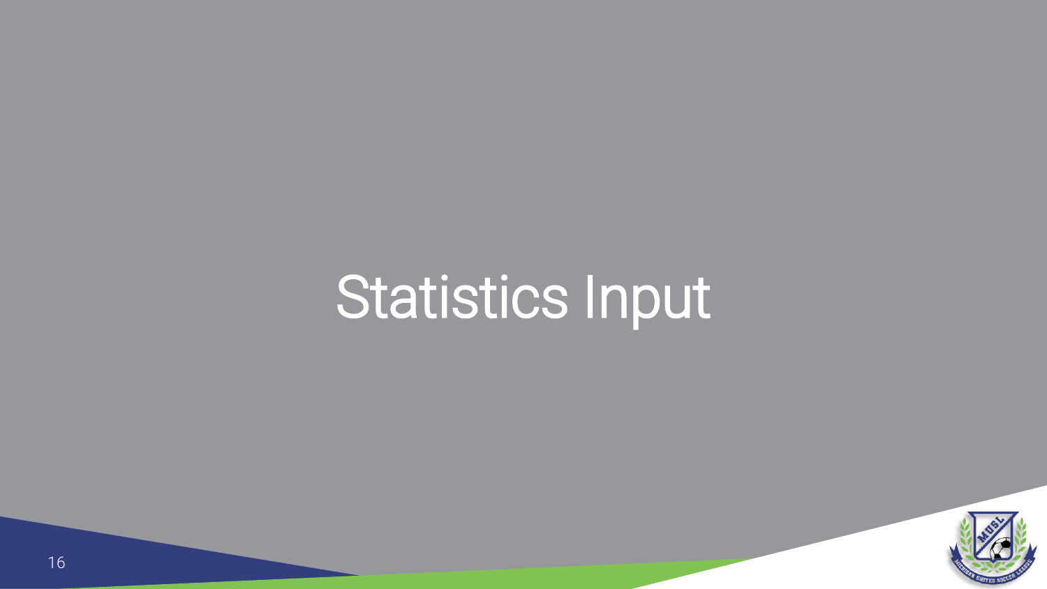# Statistics Input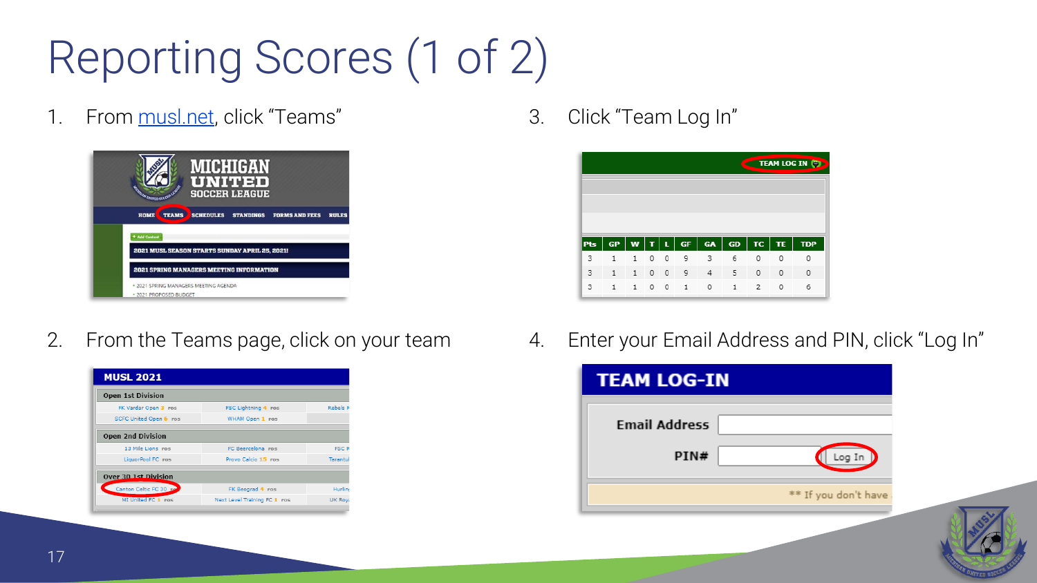# Reporting Scores (1 of 2)

1. From musl.net, click "Teams"

2. From the Teams page, click on your team

3. Click "Team Log In"

4. Enter your Email Address and PIN, click "Log In"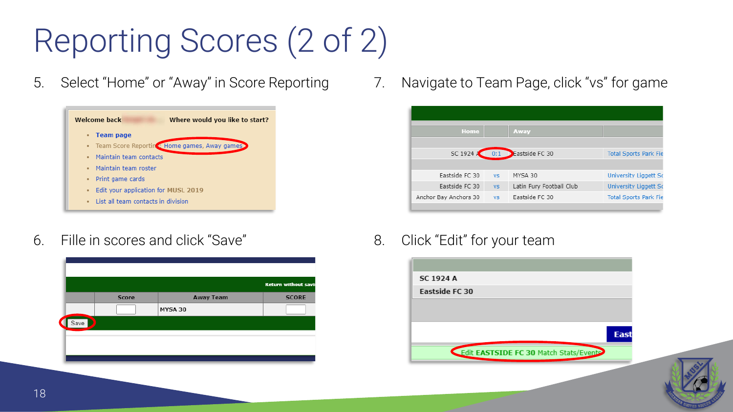# Reporting Scores (2 of 2)

5. Select “Home” or “Away” in Score Reporting

6. Fille in scores and click “Save”

7. Navigate to Team Page, click “vs” for game

8. Click “Edit” for your team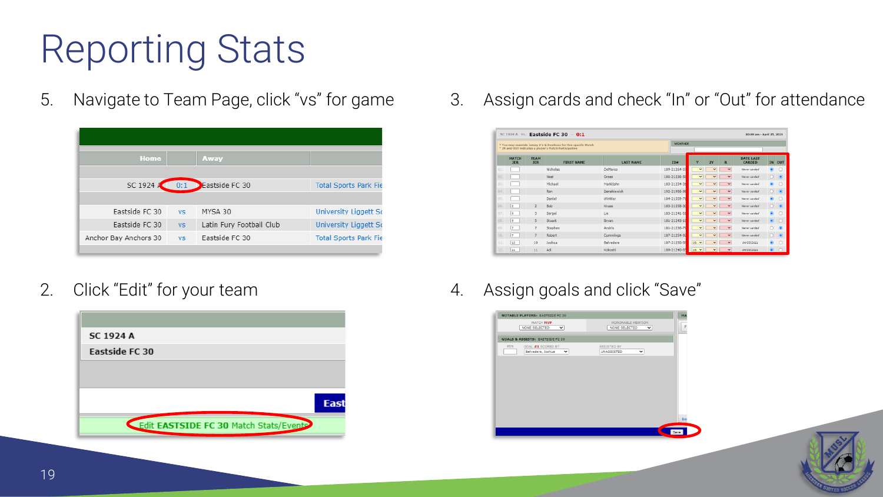# Reporting Stats

5. Navigate to Team Page, click "vs" for game

2. Click "Edit" for your team

3. Assign cards and check "In" or "Out" for attendance

4. Assign goals and click "Save"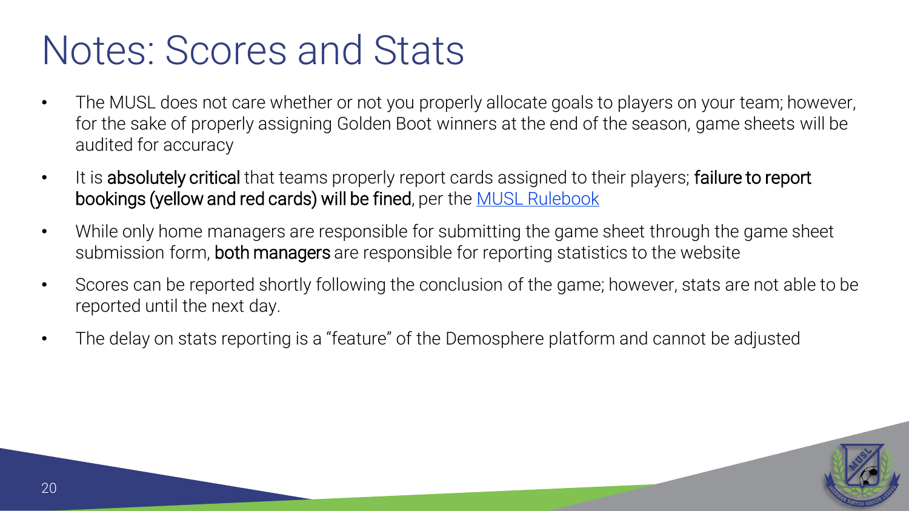# Notes: Scores and Stats

- The MUSL does not care whether or not you properly allocate goals to players on your team; however, for the sake of properly assigning Golden Boot winners at the end of the season, game sheets will be audited for accuracy
- It is **absolutely critical** that teams properly report cards assigned to their players; **failure to report bookings (yellow and red cards) will be fined**, per the [MUSL Rulebook]
- While only home managers are responsible for submitting the game sheet through the game sheet submission form, **both managers** are responsible for reporting statistics to the website
- Scores can be reported shortly following the conclusion of the game; however, stats are not able to be reported until the next day.
- The delay on stats reporting is a "feature" of the Demosphere platform and cannot be adjusted